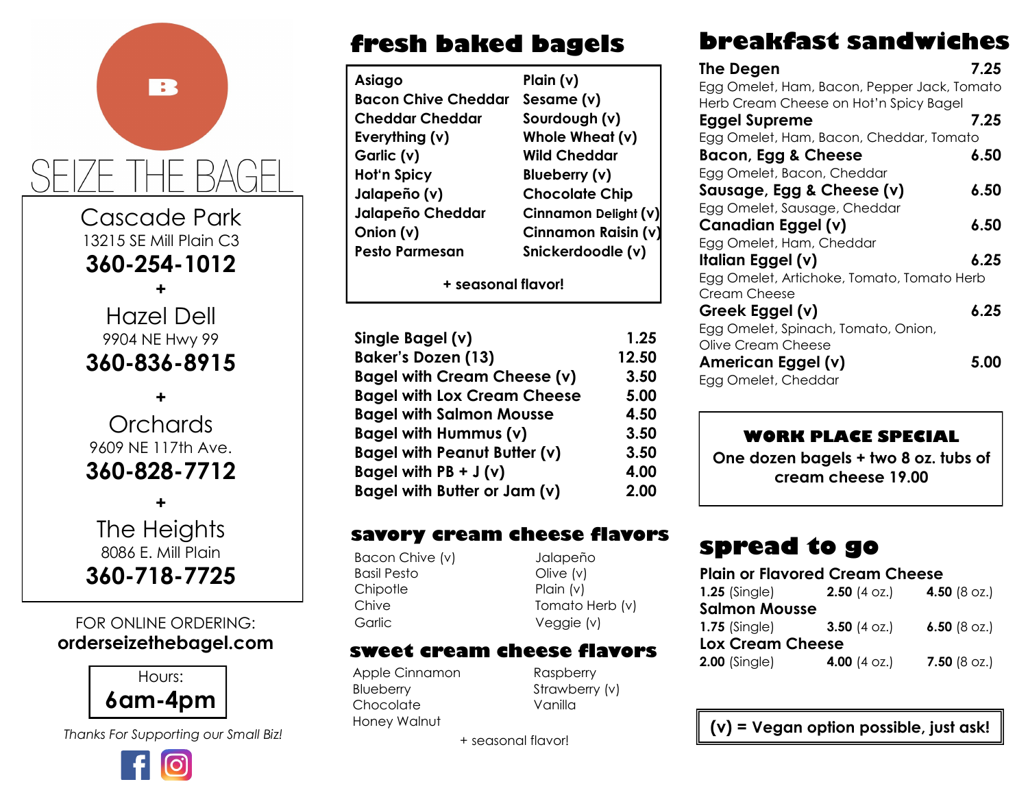B

# SEIZE THE BAGEL

**Cascade Park**
13215 SE Mill Plain C3
**360-254-1012**

+

**Hazel Dell**
9904 NE Hwy 99
**360-836-8915**

+

**Orchards**
9609 NE 117th Ave.
**360-828-7712**

+

**The Heights**
8086 E. Mill Plain
**360-718-7725**

FOR ONLINE ORDERING:
**orderseizethebagel.com**

Hours:
**6am-4pm**

*Thanks For Supporting our Small Biz!*

## fresh baked bagels

| | |
|---|---|
| Asiago | Plain (v) |
| Bacon Chive Cheddar | Sesame (v) |
| Cheddar Cheddar | Sourdough (v) |
| Everything (v) | Whole Wheat (v) |
| Garlic (v) | Wild Cheddar |
| Hot'n Spicy | Blueberry (v) |
| Jalapeño (v) | Chocolate Chip |
| Jalapeño Cheddar | Cinnamon Delight (v) |
| Onion (v) | Cinnamon Raisin (v) |
| Pesto Parmesan | Snickerdoodle (v) |

+ seasonal flavor!

| Item | Price |
|---|---|
| Single Bagel (v) | 1.25 |
| Baker's Dozen (13) | 12.50 |
| Bagel with Cream Cheese (v) | 3.50 |
| Bagel with Lox Cream Cheese | 5.00 |
| Bagel with Salmon Mousse | 4.50 |
| Bagel with Hummus (v) | 3.50 |
| Bagel with Peanut Butter (v) | 3.50 |
| Bagel with PB + J (v) | 4.00 |
| Bagel with Butter or Jam (v) | 2.00 |

## savory cream cheese flavors

| | |
|---|---|
| Bacon Chive (v) | Jalapeño |
| Basil Pesto | Olive (v) |
| Chipotle | Plain (v) |
| Chive | Tomato Herb (v) |
| Garlic | Veggie (v) |

## sweet cream cheese flavors

| | |
|---|---|
| Apple Cinnamon | Raspberry |
| Blueberry | Strawberry (v) |
| Chocolate | Vanilla |
| Honey Walnut | |

+ seasonal flavor!

## breakfast sandwiches

**The Degen** 7.25
Egg Omelet, Ham, Bacon, Pepper Jack, Tomato Herb Cream Cheese on Hot'n Spicy Bagel

**Eggel Supreme** 7.25
Egg Omelet, Ham, Bacon, Cheddar, Tomato

**Bacon, Egg & Cheese** 6.50
Egg Omelet, Bacon, Cheddar

**Sausage, Egg & Cheese (v)** 6.50
Egg Omelet, Sausage, Cheddar

**Canadian Eggel (v)** 6.50
Egg Omelet, Ham, Cheddar

**Italian Eggel (v)** 6.25
Egg Omelet, Artichoke, Tomato, Tomato Herb Cream Cheese

**Greek Eggel (v)** 6.25
Egg Omelet, Spinach, Tomato, Onion, Olive Cream Cheese

**American Eggel (v)** 5.00
Egg Omelet, Cheddar

### WORK PLACE SPECIAL

One dozen bagels + two 8 oz. tubs of cream cheese 19.00

## spread to go

| Spread | Single | 4 oz. | 8 oz. |
|---|---|---|---|
| Plain or Flavored Cream Cheese | 1.25 | 2.50 | 4.50 |
| Salmon Mousse | 1.75 | 3.50 | 6.50 |
| Lox Cream Cheese | 2.00 | 4.00 | 7.50 |

**(v) = Vegan option possible, just ask!**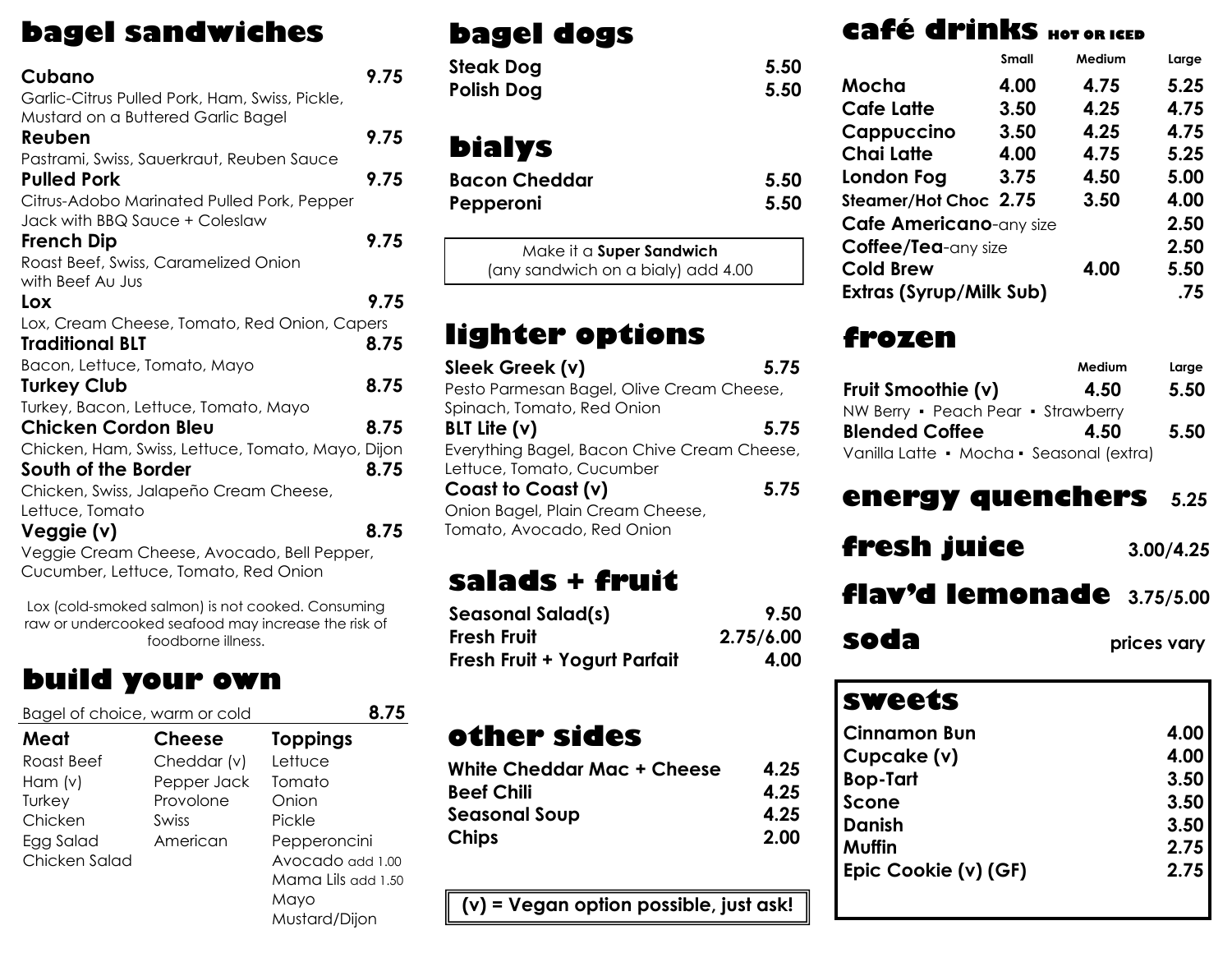## bagel sandwiches

**Cubano** 9.75
Garlic-Citrus Pulled Pork, Ham, Swiss, Pickle, Mustard on a Buttered Garlic Bagel

**Reuben** 9.75
Pastrami, Swiss, Sauerkraut, Reuben Sauce

**Pulled Pork** 9.75
Citrus-Adobo Marinated Pulled Pork, Pepper Jack with BBQ Sauce + Coleslaw

**French Dip** 9.75
Roast Beef, Swiss, Caramelized Onion with Beef Au Jus

**Lox** 9.75
Lox, Cream Cheese, Tomato, Red Onion, Capers

**Traditional BLT** 8.75
Bacon, Lettuce, Tomato, Mayo

**Turkey Club** 8.75
Turkey, Bacon, Lettuce, Tomato, Mayo

**Chicken Cordon Bleu** 8.75
Chicken, Ham, Swiss, Lettuce, Tomato, Mayo, Dijon

**South of the Border** 8.75
Chicken, Swiss, Jalapeño Cream Cheese, Lettuce, Tomato

**Veggie (v)** 8.75
Veggie Cream Cheese, Avocado, Bell Pepper, Cucumber, Lettuce, Tomato, Red Onion

Lox (cold-smoked salmon) is not cooked. Consuming raw or undercooked seafood may increase the risk of foodborne illness.

## build your own

Bagel of choice, warm or cold **8.75**

| Meat | Cheese | Toppings |
|---|---|---|
| Roast Beef | Cheddar (v) | Lettuce |
| Ham (v) | Pepper Jack | Tomato |
| Turkey | Provolone | Onion |
| Chicken | Swiss | Pickle |
| Egg Salad | American | Pepperoncini |
| Chicken Salad | | Avocado add 1.00 |
| | | Mama Lils add 1.50 |
| | | Mayo |
| | | Mustard/Dijon |

## bagel dogs

**Steak Dog** 5.50
**Polish Dog** 5.50

## bialys

**Bacon Cheddar** 5.50
**Pepperoni** 5.50

Make it a **Super Sandwich**
(any sandwich on a bialy) add 4.00

## lighter options

**Sleek Greek (v)** 5.75
Pesto Parmesan Bagel, Olive Cream Cheese, Spinach, Tomato, Red Onion

**BLT Lite (v)** 5.75
Everything Bagel, Bacon Chive Cream Cheese, Lettuce, Tomato, Cucumber

**Coast to Coast (v)** 5.75
Onion Bagel, Plain Cream Cheese, Tomato, Avocado, Red Onion

## salads + fruit

**Seasonal Salad(s)** 9.50
**Fresh Fruit** 2.75/6.00
**Fresh Fruit + Yogurt Parfait** 4.00

## other sides

**White Cheddar Mac + Cheese** 4.25
**Beef Chili** 4.25
**Seasonal Soup** 4.25
**Chips** 2.00

**(v) = Vegan option possible, just ask!**

## café drinks HOT OR ICED

| | Small | Medium | Large |
|---|---|---|---|
| Mocha | 4.00 | 4.75 | 5.25 |
| Cafe Latte | 3.50 | 4.25 | 4.75 |
| Cappuccino | 3.50 | 4.25 | 4.75 |
| Chai Latte | 4.00 | 4.75 | 5.25 |
| London Fog | 3.75 | 4.50 | 5.00 |
| Steamer/Hot Choc | 2.75 | 3.50 | 4.00 |
| Cafe Americano-any size | | | 2.50 |
| Coffee/Tea-any size | | | 2.50 |
| Cold Brew | | 4.00 | 5.50 |
| Extras (Syrup/Milk Sub) | | | .75 |

## frozen

| | Medium | Large |
|---|---|---|
| Fruit Smoothie (v) | 4.50 | 5.50 |
| Blended Coffee | 4.50 | 5.50 |

Fruit Smoothie: NW Berry • Peach Pear • Strawberry
Blended Coffee: Vanilla Latte • Mocha • Seasonal (extra)

## energy quenchers 5.25

## fresh juice 3.00/4.25

## flav'd lemonade 3.75/5.00

## soda prices vary

## sweets

**Cinnamon Bun** 4.00
**Cupcake (v)** 4.00
**Bop-Tart** 3.50
**Scone** 3.50
**Danish** 3.50
**Muffin** 2.75
**Epic Cookie (v) (GF)** 2.75